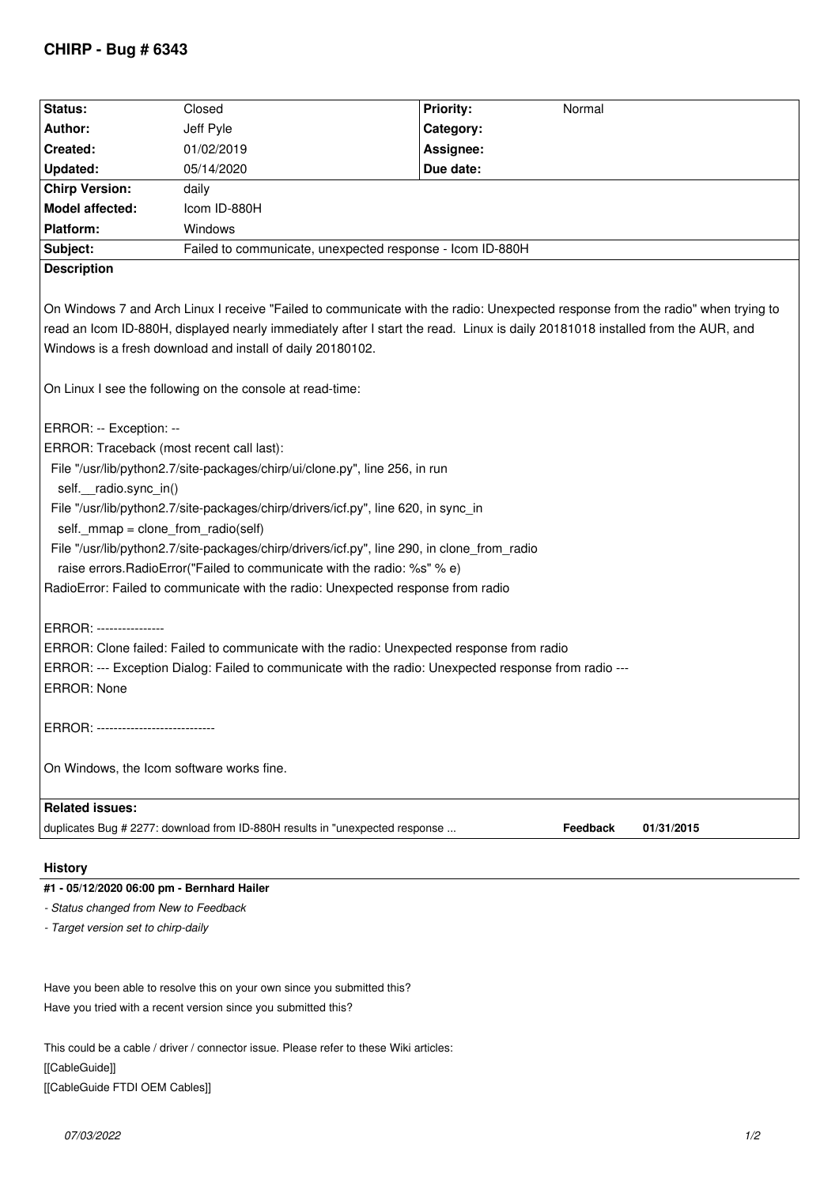# CHIRP - Bug # 6343

| Status: | Closed | Priority: | Normal |
|---|---|---|---|
| Author: | Jeff Pyle | Category: | |
| Created: | 01/02/2019 | Assignee: | |
| Updated: | 05/14/2020 | Due date: | |
| Chirp Version: | daily | | |
| Model affected: | Icom ID-880H | | |
| Platform: | Windows | | |
| Subject: | Failed to communicate, unexpected response - Icom ID-880H | | |

**Description**

On Windows 7 and Arch Linux I receive "Failed to communicate with the radio: Unexpected response from the radio" when trying to read an Icom ID-880H, displayed nearly immediately after I start the read. Linux is daily 20181018 installed from the AUR, and Windows is a fresh download and install of daily 20180102.

On Linux I see the following on the console at read-time:

```
ERROR: -- Exception: --
ERROR: Traceback (most recent call last):
  File "/usr/lib/python2.7/site-packages/chirp/ui/clone.py", line 256, in run
    self.__radio.sync_in()
  File "/usr/lib/python2.7/site-packages/chirp/drivers/icf.py", line 620, in sync_in
    self._mmap = clone_from_radio(self)
  File "/usr/lib/python2.7/site-packages/chirp/drivers/icf.py", line 290, in clone_from_radio
    raise errors.RadioError("Failed to communicate with the radio: %s" % e)
RadioError: Failed to communicate with the radio: Unexpected response from radio

ERROR: ----------------
ERROR: Clone failed: Failed to communicate with the radio: Unexpected response from radio
ERROR: --- Exception Dialog: Failed to communicate with the radio: Unexpected response from radio ---
ERROR: None

ERROR: ----------------------------
```

On Windows, the Icom software works fine.

**Related issues:**

| | | |
|---|---|---|
| duplicates Bug # 2277: download from ID-880H results in "unexpected response ... | **Feedback** | **01/31/2015** |

## History

**#1 - 05/12/2020 06:00 pm - Bernhard Hailer**

- *Status changed from New to Feedback*
- *Target version set to chirp-daily*

Have you been able to resolve this on your own since you submitted this?
Have you tried with a recent version since you submitted this?

This could be a cable / driver / connector issue. Please refer to these Wiki articles:
[[CableGuide]]
[[CableGuide FTDI OEM Cables]]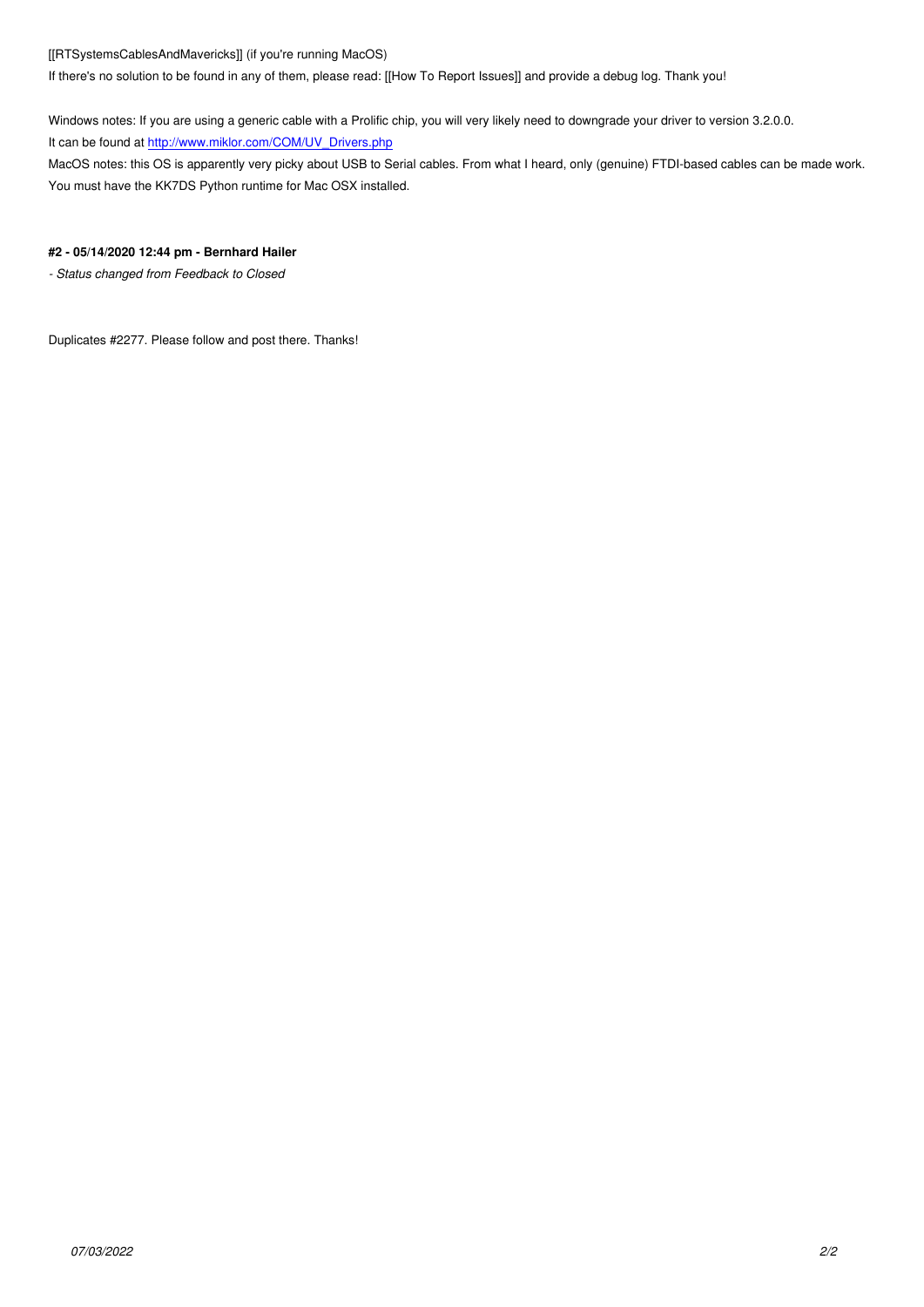[[RTSystemsCablesAndMavericks]] (if you're running MacOS)

If there's no solution to be found in any of them, please read: [[How To Report Issues]] and provide a debug log. Thank you!

Windows notes: If you are using a generic cable with a Prolific chip, you will very likely need to downgrade your driver to version 3.2.0.0.
It can be found at http://www.miklor.com/COM/UV_Drivers.php

MacOS notes: this OS is apparently very picky about USB to Serial cables. From what I heard, only (genuine) FTDI-based cables can be made work.
You must have the KK7DS Python runtime for Mac OSX installed.

**#2 - 05/14/2020 12:44 pm - Bernhard Hailer**

*- Status changed from Feedback to Closed*

Duplicates #2277. Please follow and post there. Thanks!